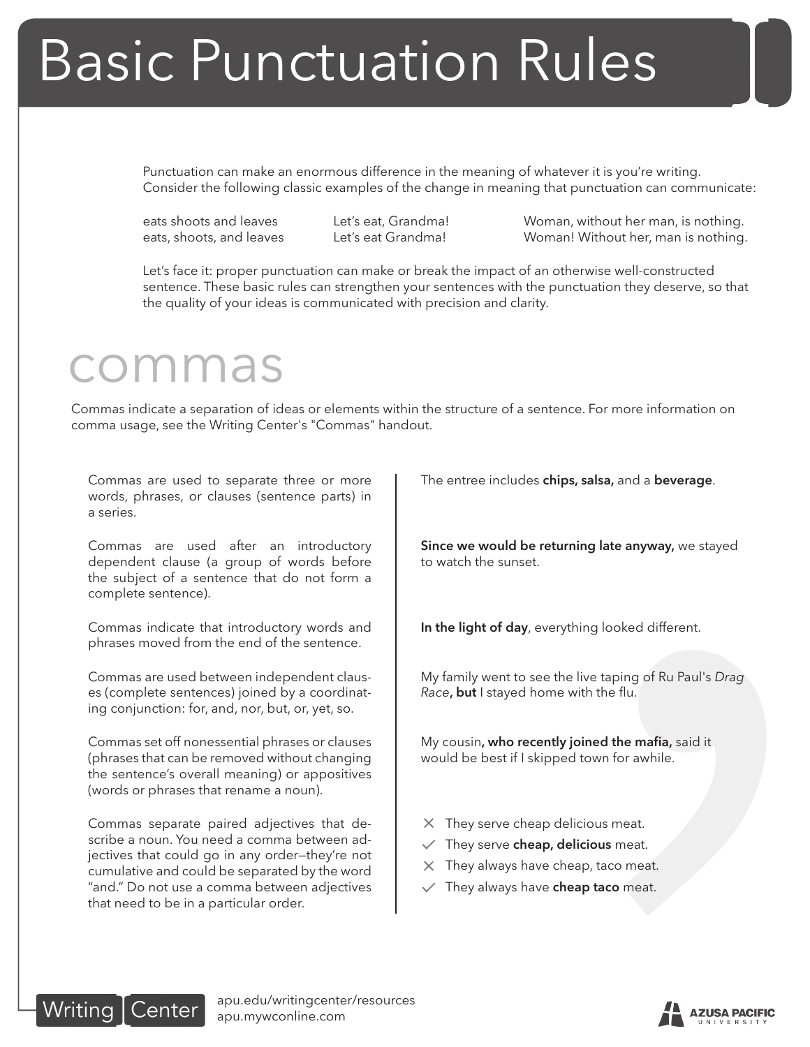# Basic Punctuation Rules

Punctuation can make an enormous difference in the meaning of whatever it is you're writing. Consider the following classic examples of the change in meaning that punctuation can communicate:

| | | |
|---|---|---|
| eats shoots and leaves | Let's eat, Grandma! | Woman, without her man, is nothing. |
| eats, shoots, and leaves | Let's eat Grandma! | Woman! Without her, man is nothing. |

Let's face it: proper punctuation can make or break the impact of an otherwise well-constructed sentence. These basic rules can strengthen your sentences with the punctuation they deserve, so that the quality of your ideas is communicated with precision and clarity.

## commas

Commas indicate a separation of ideas or elements within the structure of a sentence. For more information on comma usage, see the Writing Center's "Commas" handout.

| Rule | Example |
|---|---|
| Commas are used to separate three or more words, phrases, or clauses (sentence parts) in a series. | The entree includes **chips, salsa,** and a **beverage**. |
| Commas are used after an introductory dependent clause (a group of words before the subject of a sentence that do not form a complete sentence). | **Since we would be returning late anyway,** we stayed to watch the sunset. |
| Commas indicate that introductory words and phrases moved from the end of the sentence. | **In the light of day**, everything looked different. |
| Commas are used between independent clauses (complete sentences) joined by a coordinating conjunction: for, and, nor, but, or, yet, so. | My family went to see the live taping of Ru Paul's *Drag Race***, but** I stayed home with the flu. |
| Commas set off nonessential phrases or clauses (phrases that can be removed without changing the sentence's overall meaning) or appositives (words or phrases that rename a noun). | My cousin**, who recently joined the mafia,** said it would be best if I skipped town for awhile. |
| Commas separate paired adjectives that describe a noun. You need a comma between adjectives that could go in any order—they're not cumulative and could be separated by the word "and." Do not use a comma between adjectives that need to be in a particular order. | ✗ They serve cheap delicious meat.<br>✓ They serve **cheap, delicious** meat.<br>✗ They always have cheap, taco meat.<br>✓ They always have **cheap taco** meat. |

Writing Center — apu.edu/writingcenter/resources — apu.mywconline.com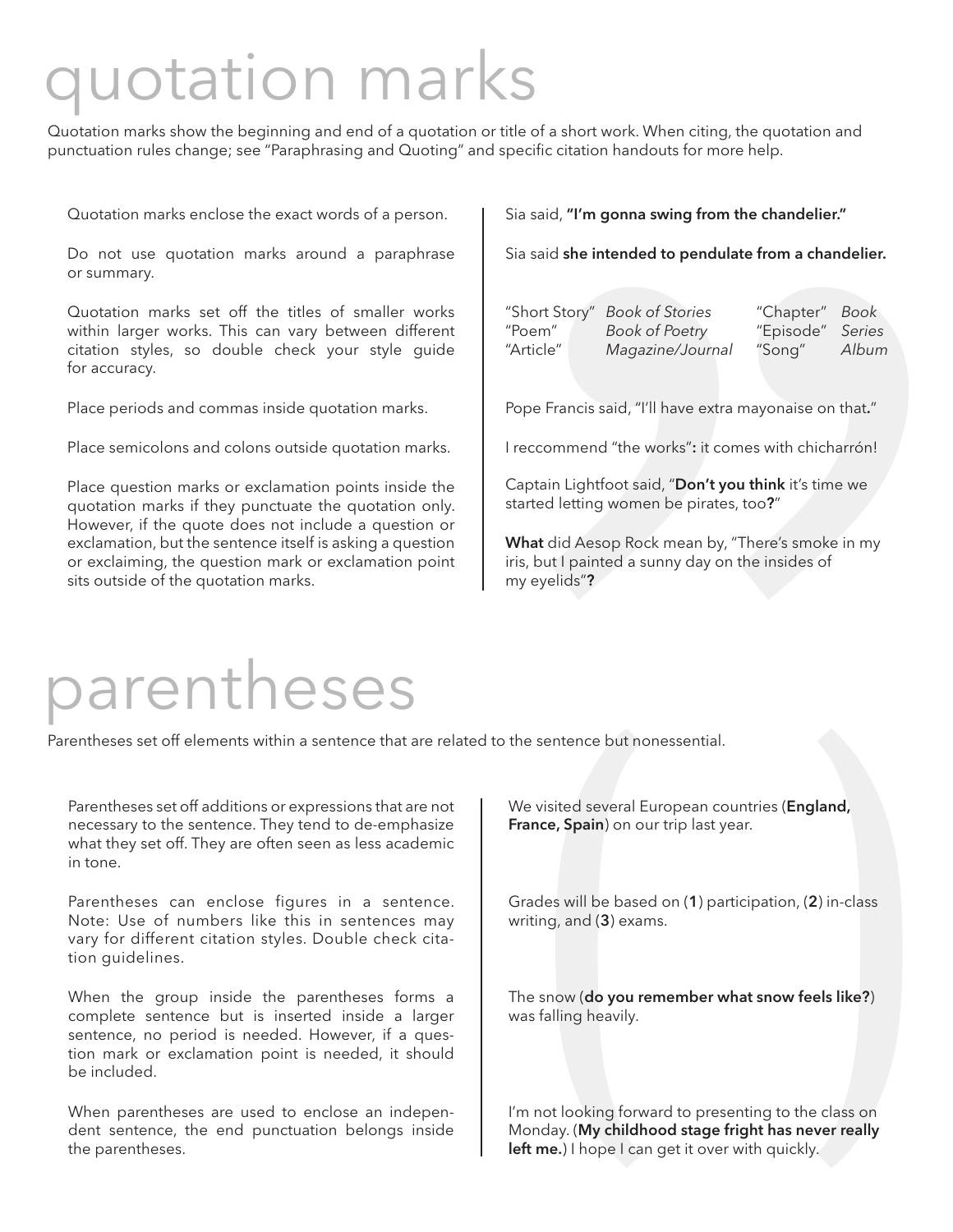# quotation marks

Quotation marks show the beginning and end of a quotation or title of a short work. When citing, the quotation and punctuation rules change; see "Paraphrasing and Quoting" and specific citation handouts for more help.

Quotation marks enclose the exact words of a person.

Sia said, **"I'm gonna swing from the chandelier."**

Do not use quotation marks around a paraphrase or summary.

Sia said **she intended to pendulate from a chandelier.**

Quotation marks set off the titles of smaller works within larger works. This can vary between different citation styles, so double check your style guide for accuracy.

| | | | |
|---|---|---|---|
| "Short Story" | *Book of Stories* | "Chapter" | *Book* |
| "Poem" | *Book of Poetry* | "Episode" | *Series* |
| "Article" | *Magazine/Journal* | "Song" | *Album* |

Place periods and commas inside quotation marks.

Pope Francis said, "I'll have extra mayonaise on that**.**"

Place semicolons and colons outside quotation marks.

I reccommend "the works"**:** it comes with chicharrón!

Place question marks or exclamation points inside the quotation marks if they punctuate the quotation only. However, if the quote does not include a question or exclamation, but the sentence itself is asking a question or exclaiming, the question mark or exclamation point sits outside of the quotation marks.

Captain Lightfoot said, "**Don't you think** it's time we started letting women be pirates, too**?**"

**What** did Aesop Rock mean by, "There's smoke in my iris, but I painted a sunny day on the insides of my eyelids"**?**

# parentheses

Parentheses set off elements within a sentence that are related to the sentence but nonessential.

Parentheses set off additions or expressions that are not necessary to the sentence. They tend to de-emphasize what they set off. They are often seen as less academic in tone.

We visited several European countries (**England, France, Spain**) on our trip last year.

Parentheses can enclose figures in a sentence. Note: Use of numbers like this in sentences may vary for different citation styles. Double check citation guidelines.

Grades will be based on (**1**) participation, (**2**) in-class writing, and (**3**) exams.

When the group inside the parentheses forms a complete sentence but is inserted inside a larger sentence, no period is needed. However, if a question mark or exclamation point is needed, it should be included.

The snow (**do you remember what snow feels like?**) was falling heavily.

When parentheses are used to enclose an independent sentence, the end punctuation belongs inside the parentheses.

I'm not looking forward to presenting to the class on Monday. (**My childhood stage fright has never really left me.**) I hope I can get it over with quickly.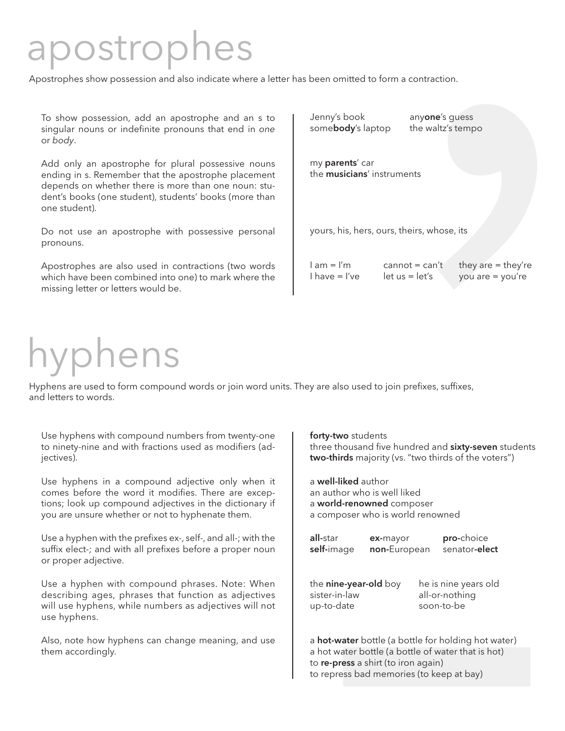# apostrophes

Apostrophes show possession and also indicate where a letter has been omitted to form a contraction.

To show possession, add an apostrophe and an s to singular nouns or indefinite pronouns that end in *one* or *body*.

Jenny's book — any**one**'s guess
some**body**'s laptop — the waltz's tempo

Add only an apostrophe for plural possessive nouns ending in s. Remember that the apostrophe placement depends on whether there is more than one noun: student's books (one student), students' books (more than one student).

my **parents**' car
the **musicians**' instruments

Do not use an apostrophe with possessive personal pronouns.

yours, his, hers, ours, theirs, whose, its

Apostrophes are also used in contractions (two words which have been combined into one) to mark where the missing letter or letters would be.

| | | |
|---|---|---|
| I am = I'm | cannot = can't | they are = they're |
| I have = I've | let us = let's | you are = you're |

# hyphens

Hyphens are used to form compound words or join word units. They are also used to join prefixes, suffixes, and letters to words.

Use hyphens with compound numbers from twenty-one to ninety-nine and with fractions used as modifiers (adjectives).

**forty-two** students
three thousand five hundred and **sixty-seven** students
**two-thirds** majority (vs. "two thirds of the voters")

Use hyphens in a compound adjective only when it comes before the word it modifies. There are exceptions; look up compound adjectives in the dictionary if you are unsure whether or not to hyphenate them.

a **well-liked** author
an author who is well liked
a **world-renowned** composer
a composer who is world renowned

Use a hyphen with the prefixes ex-, self-, and all-; with the suffix elect-; and with all prefixes before a proper noun or proper adjective.

| | | |
|---|---|---|
| **all-**star | **ex-**mayor | **pro-**choice |
| **self-**image | **non-**European | senator**-elect** |

Use a hyphen with compound phrases. Note: When describing ages, phrases that function as adjectives will use hyphens, while numbers as adjectives will not use hyphens.

| | |
|---|---|
| the **nine-year-old** boy | he is nine years old |
| sister-in-law | all-or-nothing |
| up-to-date | soon-to-be |

Also, note how hyphens can change meaning, and use them accordingly.

a **hot-water** bottle (a bottle for holding hot water)
a hot water bottle (a bottle of water that is hot)
to **re-press** a shirt (to iron again)
to repress bad memories (to keep at bay)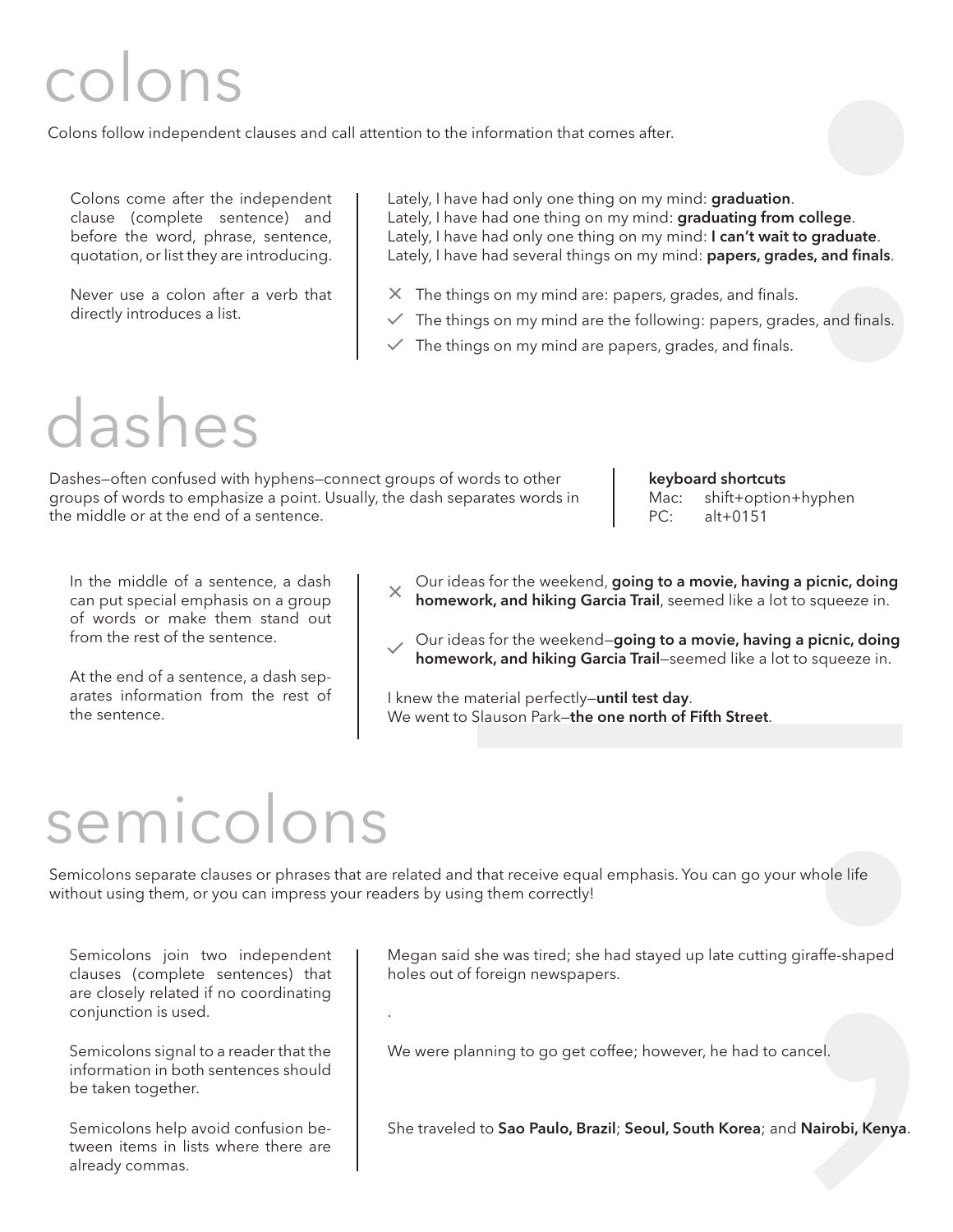# colons

Colons follow independent clauses and call attention to the information that comes after.

Colons come after the independent clause (complete sentence) and before the word, phrase, sentence, quotation, or list they are introducing.

Lately, I have had only one thing on my mind: **graduation**.
Lately, I have had one thing on my mind: **graduating from college**.
Lately, I have had only one thing on my mind: **I can't wait to graduate**.
Lately, I have had several things on my mind: **papers, grades, and finals**.

Never use a colon after a verb that directly introduces a list.

- ✗ The things on my mind are: papers, grades, and finals.
- ✓ The things on my mind are the following: papers, grades, and finals.
- ✓ The things on my mind are papers, grades, and finals.

# dashes

Dashes—often confused with hyphens—connect groups of words to other groups of words to emphasize a point. Usually, the dash separates words in the middle or at the end of a sentence.

**keyboard shortcuts**
Mac: shift+option+hyphen
PC: alt+0151

In the middle of a sentence, a dash can put special emphasis on a group of words or make them stand out from the rest of the sentence.

- ✗ Our ideas for the weekend, **going to a movie, having a picnic, doing homework, and hiking Garcia Trail**, seemed like a lot to squeeze in.
- ✓ Our ideas for the weekend—**going to a movie, having a picnic, doing homework, and hiking Garcia Trail**—seemed like a lot to squeeze in.

At the end of a sentence, a dash separates information from the rest of the sentence.

I knew the material perfectly—**until test day**.
We went to Slauson Park—**the one north of Fifth Street**.

# semicolons

Semicolons separate clauses or phrases that are related and that receive equal emphasis. You can go your whole life without using them, or you can impress your readers by using them correctly!

Semicolons join two independent clauses (complete sentences) that are closely related if no coordinating conjunction is used.

Megan said she was tired; she had stayed up late cutting giraffe-shaped holes out of foreign newspapers.

.

Semicolons signal to a reader that the information in both sentences should be taken together.

We were planning to go get coffee; however, he had to cancel.

Semicolons help avoid confusion between items in lists where there are already commas.

She traveled to **Sao Paulo, Brazil**; **Seoul, South Korea**; and **Nairobi, Kenya**.